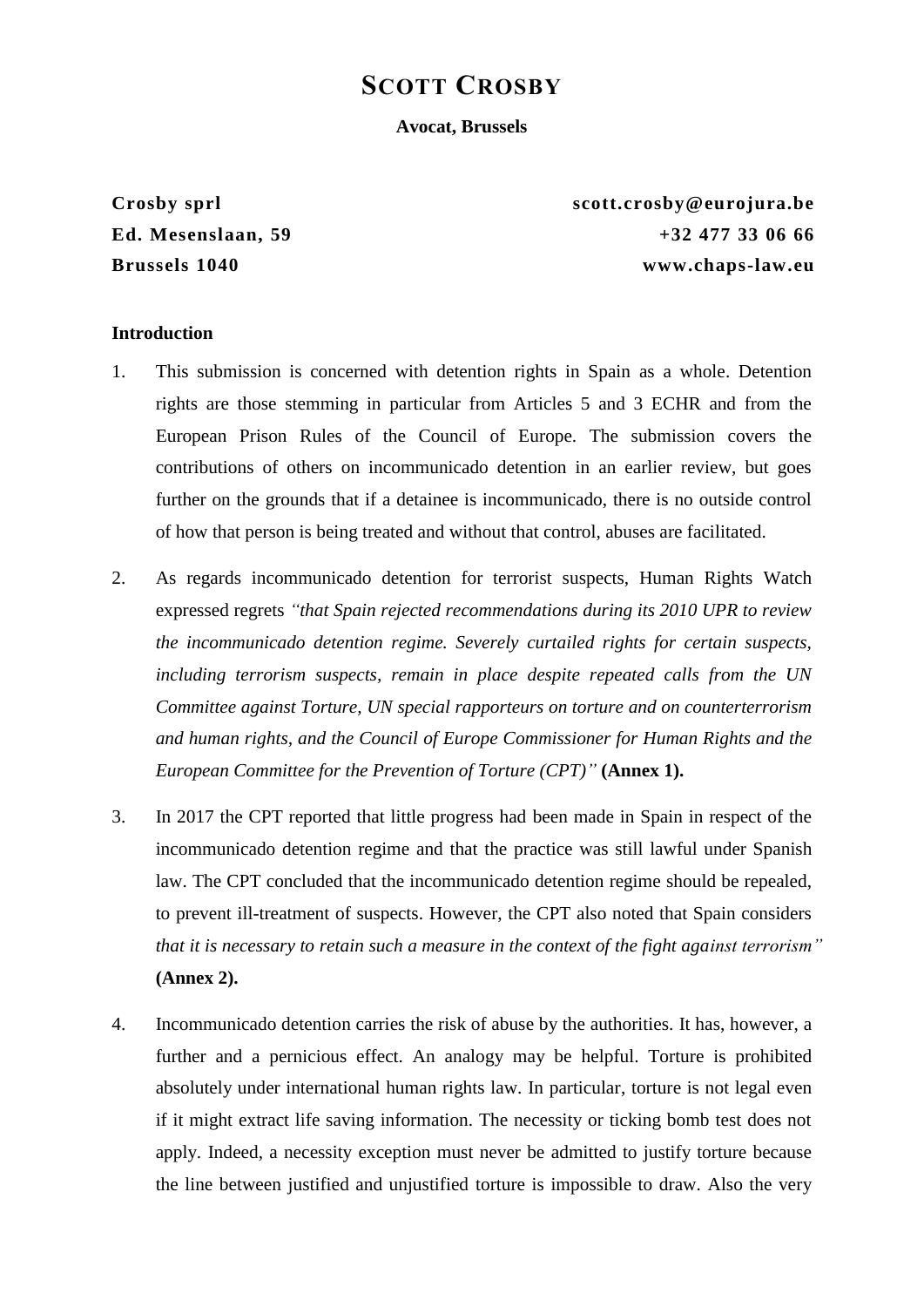# SCOTT CROSBY

**Avocat, Brussels**

**Crosby sprl**
**Ed. Mesenslaan, 59**
**Brussels 1040**

**scott.crosby@eurojura.be**
**+32 477 33 06 66**
**www.chaps-law.eu**

**Introduction**

1. This submission is concerned with detention rights in Spain as a whole. Detention rights are those stemming in particular from Articles 5 and 3 ECHR and from the European Prison Rules of the Council of Europe. The submission covers the contributions of others on incommunicado detention in an earlier review, but goes further on the grounds that if a detainee is incommunicado, there is no outside control of how that person is being treated and without that control, abuses are facilitated.

2. As regards incommunicado detention for terrorist suspects, Human Rights Watch expressed regrets *"that Spain rejected recommendations during its 2010 UPR to review the incommunicado detention regime. Severely curtailed rights for certain suspects, including terrorism suspects, remain in place despite repeated calls from the UN Committee against Torture, UN special rapporteurs on torture and on counterterrorism and human rights, and the Council of Europe Commissioner for Human Rights and the European Committee for the Prevention of Torture (CPT)"* **(Annex 1).**

3. In 2017 the CPT reported that little progress had been made in Spain in respect of the incommunicado detention regime and that the practice was still lawful under Spanish law. The CPT concluded that the incommunicado detention regime should be repealed, to prevent ill-treatment of suspects. However, the CPT also noted that Spain considers *that it is necessary to retain such a measure in the context of the fight against terrorism"* **(Annex 2).**

4. Incommunicado detention carries the risk of abuse by the authorities. It has, however, a further and a pernicious effect. An analogy may be helpful. Torture is prohibited absolutely under international human rights law. In particular, torture is not legal even if it might extract life saving information. The necessity or ticking bomb test does not apply. Indeed, a necessity exception must never be admitted to justify torture because the line between justified and unjustified torture is impossible to draw. Also the very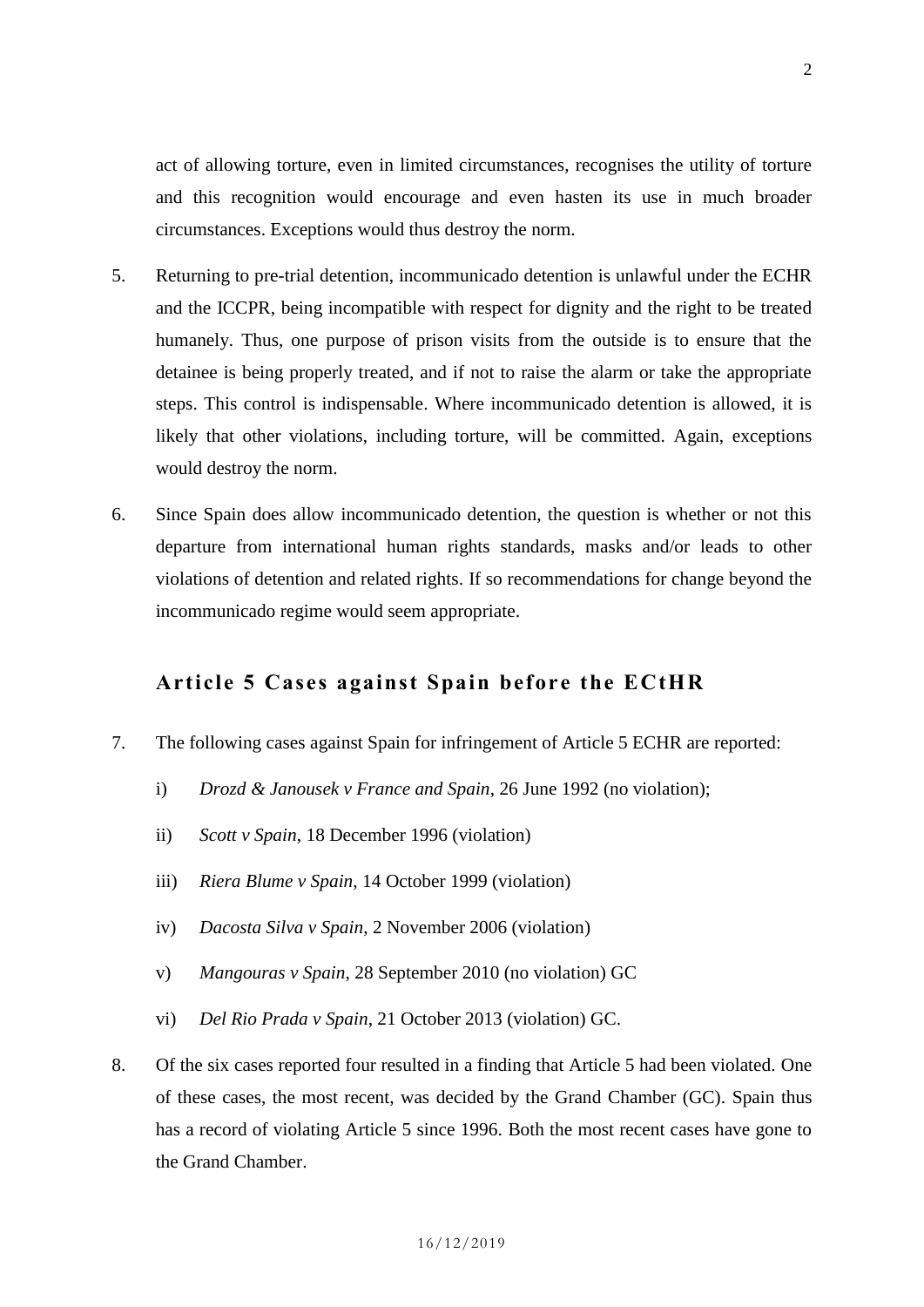act of allowing torture, even in limited circumstances, recognises the utility of torture and this recognition would encourage and even hasten its use in much broader circumstances. Exceptions would thus destroy the norm.

5. Returning to pre-trial detention, incommunicado detention is unlawful under the ECHR and the ICCPR, being incompatible with respect for dignity and the right to be treated humanely. Thus, one purpose of prison visits from the outside is to ensure that the detainee is being properly treated, and if not to raise the alarm or take the appropriate steps. This control is indispensable. Where incommunicado detention is allowed, it is likely that other violations, including torture, will be committed. Again, exceptions would destroy the norm.

6. Since Spain does allow incommunicado detention, the question is whether or not this departure from international human rights standards, masks and/or leads to other violations of detention and related rights. If so recommendations for change beyond the incommunicado regime would seem appropriate.

## Article 5 Cases against Spain before the ECtHR

7. The following cases against Spain for infringement of Article 5 ECHR are reported:

   i) *Drozd & Janousek v France and Spain*, 26 June 1992 (no violation);

   ii) *Scott v Spain*, 18 December 1996 (violation)

   iii) *Riera Blume v Spain*, 14 October 1999 (violation)

   iv) *Dacosta Silva v Spain*, 2 November 2006 (violation)

   v) *Mangouras v Spain*, 28 September 2010 (no violation) GC

   vi) *Del Rio Prada v Spain*, 21 October 2013 (violation) GC.

8. Of the six cases reported four resulted in a finding that Article 5 had been violated. One of these cases, the most recent, was decided by the Grand Chamber (GC). Spain thus has a record of violating Article 5 since 1996. Both the most recent cases have gone to the Grand Chamber.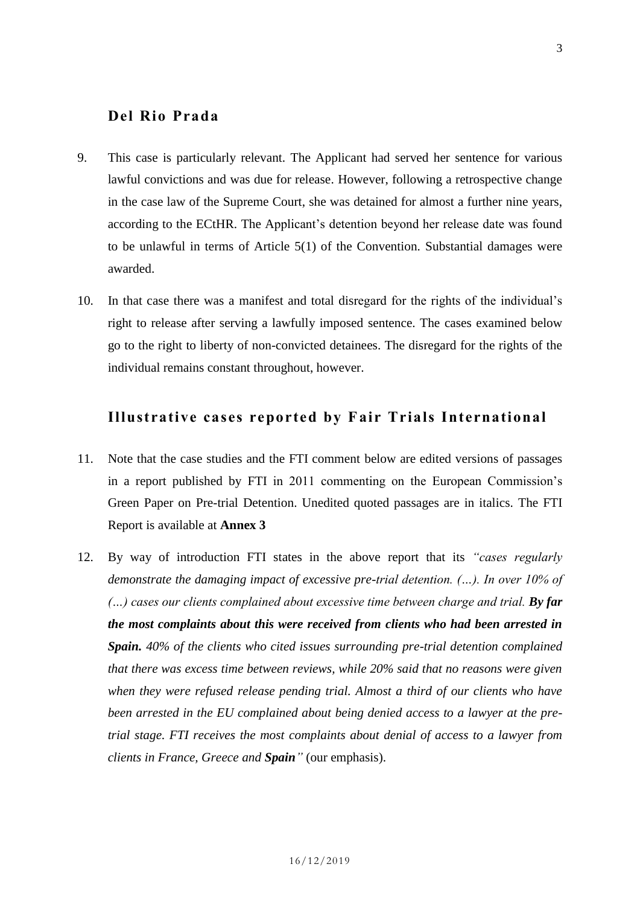## Del Rio Prada

9. This case is particularly relevant. The Applicant had served her sentence for various lawful convictions and was due for release. However, following a retrospective change in the case law of the Supreme Court, she was detained for almost a further nine years, according to the ECtHR. The Applicant's detention beyond her release date was found to be unlawful in terms of Article 5(1) of the Convention. Substantial damages were awarded.

10. In that case there was a manifest and total disregard for the rights of the individual's right to release after serving a lawfully imposed sentence. The cases examined below go to the right to liberty of non-convicted detainees. The disregard for the rights of the individual remains constant throughout, however.

## Illustrative cases reported by Fair Trials International

11. Note that the case studies and the FTI comment below are edited versions of passages in a report published by FTI in 2011 commenting on the European Commission's Green Paper on Pre-trial Detention. Unedited quoted passages are in italics. The FTI Report is available at **Annex 3**

12. By way of introduction FTI states in the above report that its *"cases regularly demonstrate the damaging impact of excessive pre-trial detention. (…). In over 10% of (…) cases our clients complained about excessive time between charge and trial.* ***By far the most complaints about this were received from clients who had been arrested in Spain.*** *40% of the clients who cited issues surrounding pre-trial detention complained that there was excess time between reviews, while 20% said that no reasons were given when they were refused release pending trial. Almost a third of our clients who have been arrested in the EU complained about being denied access to a lawyer at the pre-trial stage. FTI receives the most complaints about denial of access to a lawyer from clients in France, Greece and* ***Spain****"* (our emphasis).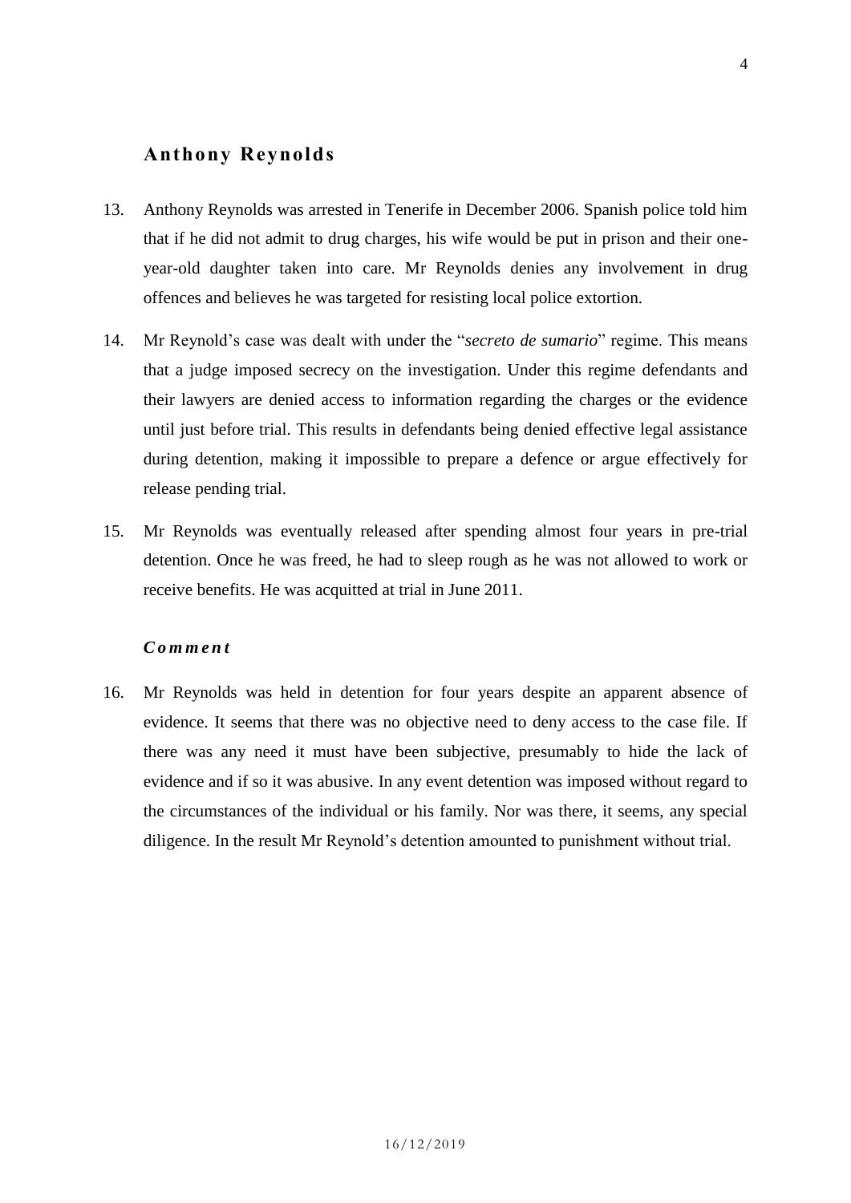## Anthony Reynolds

13. Anthony Reynolds was arrested in Tenerife in December 2006. Spanish police told him that if he did not admit to drug charges, his wife would be put in prison and their one-year-old daughter taken into care. Mr Reynolds denies any involvement in drug offences and believes he was targeted for resisting local police extortion.

14. Mr Reynold's case was dealt with under the "*secreto de sumario*" regime. This means that a judge imposed secrecy on the investigation. Under this regime defendants and their lawyers are denied access to information regarding the charges or the evidence until just before trial. This results in defendants being denied effective legal assistance during detention, making it impossible to prepare a defence or argue effectively for release pending trial.

15. Mr Reynolds was eventually released after spending almost four years in pre-trial detention. Once he was freed, he had to sleep rough as he was not allowed to work or receive benefits. He was acquitted at trial in June 2011.

### *Comment*

16. Mr Reynolds was held in detention for four years despite an apparent absence of evidence. It seems that there was no objective need to deny access to the case file. If there was any need it must have been subjective, presumably to hide the lack of evidence and if so it was abusive. In any event detention was imposed without regard to the circumstances of the individual or his family. Nor was there, it seems, any special diligence. In the result Mr Reynold's detention amounted to punishment without trial.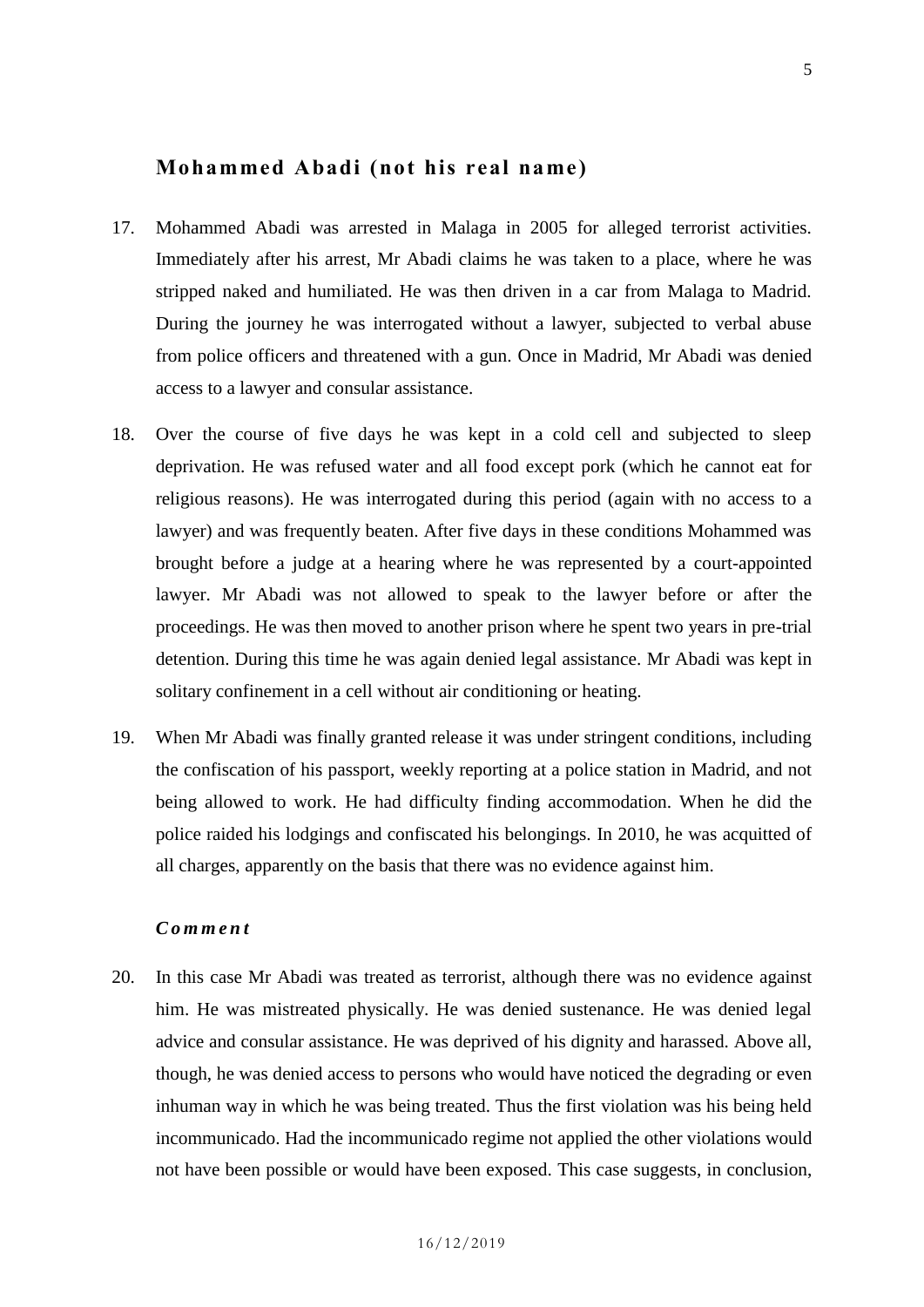## Mohammed Abadi (not his real name)

17. Mohammed Abadi was arrested in Malaga in 2005 for alleged terrorist activities. Immediately after his arrest, Mr Abadi claims he was taken to a place, where he was stripped naked and humiliated. He was then driven in a car from Malaga to Madrid. During the journey he was interrogated without a lawyer, subjected to verbal abuse from police officers and threatened with a gun. Once in Madrid, Mr Abadi was denied access to a lawyer and consular assistance.

18. Over the course of five days he was kept in a cold cell and subjected to sleep deprivation. He was refused water and all food except pork (which he cannot eat for religious reasons). He was interrogated during this period (again with no access to a lawyer) and was frequently beaten. After five days in these conditions Mohammed was brought before a judge at a hearing where he was represented by a court-appointed lawyer. Mr Abadi was not allowed to speak to the lawyer before or after the proceedings. He was then moved to another prison where he spent two years in pre-trial detention. During this time he was again denied legal assistance. Mr Abadi was kept in solitary confinement in a cell without air conditioning or heating.

19. When Mr Abadi was finally granted release it was under stringent conditions, including the confiscation of his passport, weekly reporting at a police station in Madrid, and not being allowed to work. He had difficulty finding accommodation. When he did the police raided his lodgings and confiscated his belongings. In 2010, he was acquitted of all charges, apparently on the basis that there was no evidence against him.

### *Comment*

20. In this case Mr Abadi was treated as terrorist, although there was no evidence against him. He was mistreated physically. He was denied sustenance. He was denied legal advice and consular assistance. He was deprived of his dignity and harassed. Above all, though, he was denied access to persons who would have noticed the degrading or even inhuman way in which he was being treated. Thus the first violation was his being held incommunicado. Had the incommunicado regime not applied the other violations would not have been possible or would have been exposed. This case suggests, in conclusion,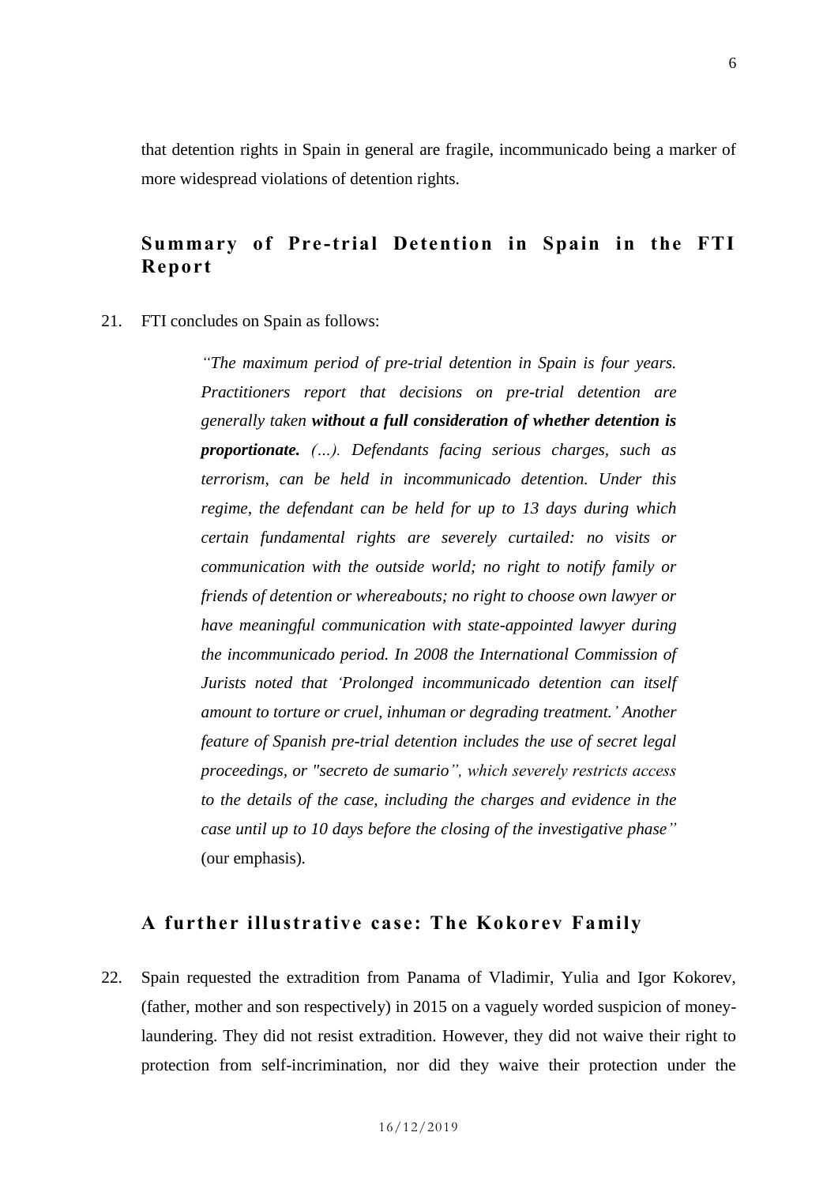that detention rights in Spain in general are fragile, incommunicado being a marker of more widespread violations of detention rights.

## Summary of Pre-trial Detention in Spain in the FTI Report

21. FTI concludes on Spain as follows:

> *"The maximum period of pre-trial detention in Spain is four years. Practitioners report that decisions on pre-trial detention are generally taken* ***without a full consideration of whether detention is proportionate.*** *(…). Defendants facing serious charges, such as terrorism, can be held in incommunicado detention. Under this regime, the defendant can be held for up to 13 days during which certain fundamental rights are severely curtailed: no visits or communication with the outside world; no right to notify family or friends of detention or whereabouts; no right to choose own lawyer or have meaningful communication with state-appointed lawyer during the incommunicado period. In 2008 the International Commission of Jurists noted that 'Prolonged incommunicado detention can itself amount to torture or cruel, inhuman or degrading treatment.' Another feature of Spanish pre-trial detention includes the use of secret legal proceedings, or "secreto de sumario", which severely restricts access to the details of the case, including the charges and evidence in the case until up to 10 days before the closing of the investigative phase"* (our emphasis).

## A further illustrative case: The Kokorev Family

22. Spain requested the extradition from Panama of Vladimir, Yulia and Igor Kokorev, (father, mother and son respectively) in 2015 on a vaguely worded suspicion of money-laundering. They did not resist extradition. However, they did not waive their right to protection from self-incrimination, nor did they waive their protection under the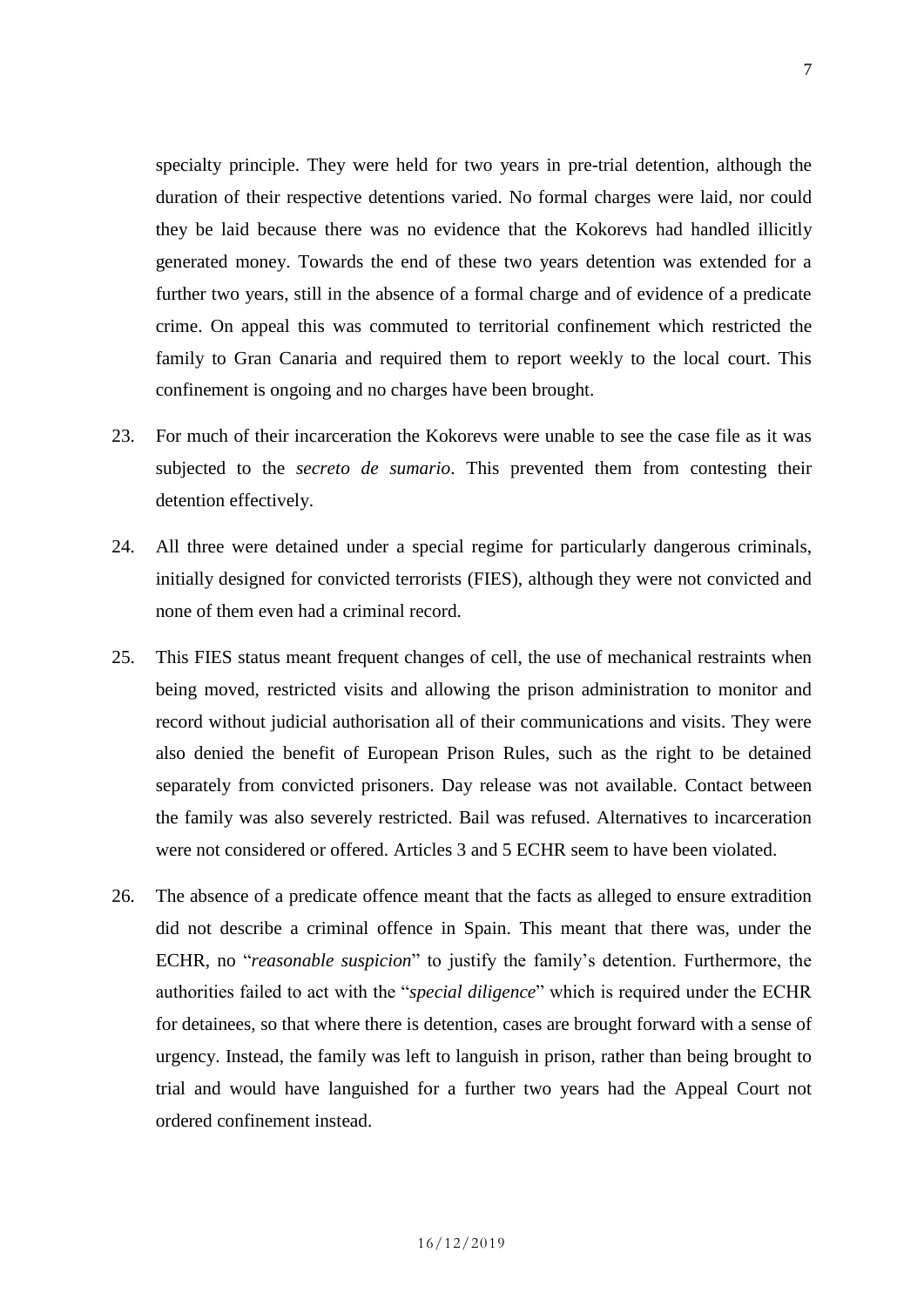specialty principle. They were held for two years in pre-trial detention, although the duration of their respective detentions varied. No formal charges were laid, nor could they be laid because there was no evidence that the Kokorevs had handled illicitly generated money. Towards the end of these two years detention was extended for a further two years, still in the absence of a formal charge and of evidence of a predicate crime. On appeal this was commuted to territorial confinement which restricted the family to Gran Canaria and required them to report weekly to the local court. This confinement is ongoing and no charges have been brought.

23. For much of their incarceration the Kokorevs were unable to see the case file as it was subjected to the *secreto de sumario*. This prevented them from contesting their detention effectively.

24. All three were detained under a special regime for particularly dangerous criminals, initially designed for convicted terrorists (FIES), although they were not convicted and none of them even had a criminal record.

25. This FIES status meant frequent changes of cell, the use of mechanical restraints when being moved, restricted visits and allowing the prison administration to monitor and record without judicial authorisation all of their communications and visits. They were also denied the benefit of European Prison Rules, such as the right to be detained separately from convicted prisoners. Day release was not available. Contact between the family was also severely restricted. Bail was refused. Alternatives to incarceration were not considered or offered. Articles 3 and 5 ECHR seem to have been violated.

26. The absence of a predicate offence meant that the facts as alleged to ensure extradition did not describe a criminal offence in Spain. This meant that there was, under the ECHR, no "*reasonable suspicion*" to justify the family's detention. Furthermore, the authorities failed to act with the "*special diligence*" which is required under the ECHR for detainees, so that where there is detention, cases are brought forward with a sense of urgency. Instead, the family was left to languish in prison, rather than being brought to trial and would have languished for a further two years had the Appeal Court not ordered confinement instead.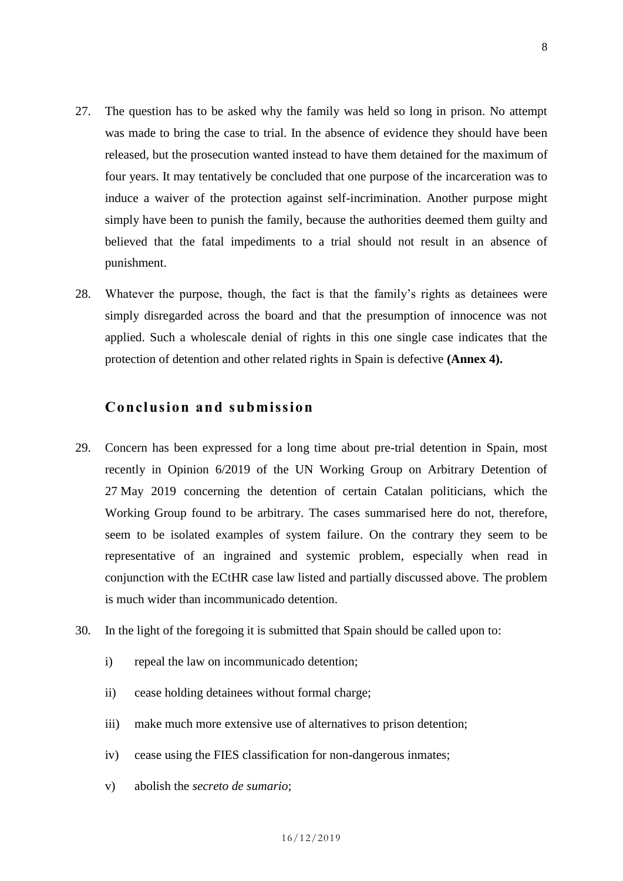27. The question has to be asked why the family was held so long in prison. No attempt was made to bring the case to trial. In the absence of evidence they should have been released, but the prosecution wanted instead to have them detained for the maximum of four years. It may tentatively be concluded that one purpose of the incarceration was to induce a waiver of the protection against self-incrimination. Another purpose might simply have been to punish the family, because the authorities deemed them guilty and believed that the fatal impediments to a trial should not result in an absence of punishment.

28. Whatever the purpose, though, the fact is that the family's rights as detainees were simply disregarded across the board and that the presumption of innocence was not applied. Such a wholescale denial of rights in this one single case indicates that the protection of detention and other related rights in Spain is defective **(Annex 4).**

## Conclusion and submission

29. Concern has been expressed for a long time about pre-trial detention in Spain, most recently in Opinion 6/2019 of the UN Working Group on Arbitrary Detention of 27 May 2019 concerning the detention of certain Catalan politicians, which the Working Group found to be arbitrary. The cases summarised here do not, therefore, seem to be isolated examples of system failure. On the contrary they seem to be representative of an ingrained and systemic problem, especially when read in conjunction with the ECtHR case law listed and partially discussed above. The problem is much wider than incommunicado detention.

30. In the light of the foregoing it is submitted that Spain should be called upon to:

    i) repeal the law on incommunicado detention;

    ii) cease holding detainees without formal charge;

    iii) make much more extensive use of alternatives to prison detention;

    iv) cease using the FIES classification for non-dangerous inmates;

    v) abolish the *secreto de sumario*;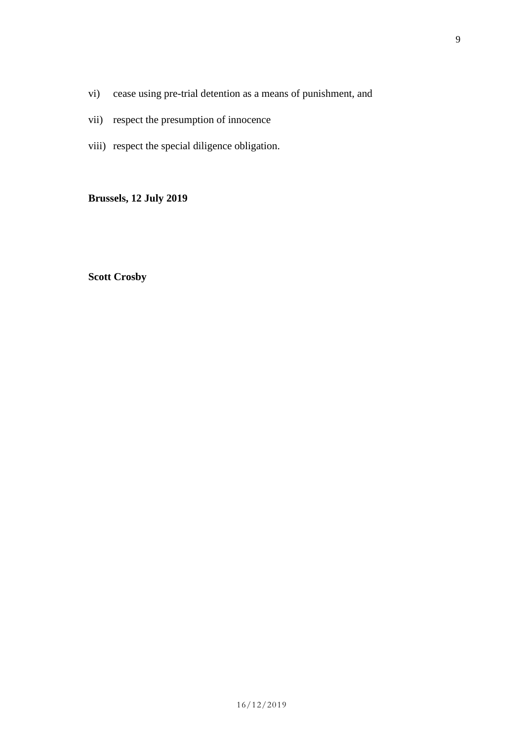vi) cease using pre-trial detention as a means of punishment, and

vii) respect the presumption of innocence

viii) respect the special diligence obligation.

**Brussels, 12 July 2019**

**Scott Crosby**

16/12/2019